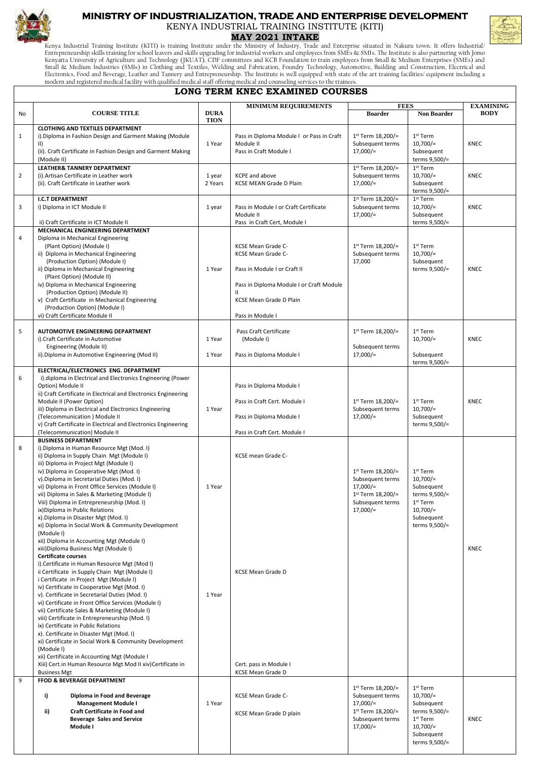# MINISTRY OF INDUSTRIALIZATION, TRADE AND ENTERPRISE DEVELOPMENT

## KENYA INDUSTRIAL TRAINING INSTITUTE (KITI)

## MAY 2021 INTAKE

Kenya Industrial Training Institute (KITI) is training Institute under the Ministry of Industry, Trade and Enterprise situated in Nakuru town. It offers Industrial/ Entrepreneurship skills training for school leavers and skills upgrading for industrial workers and employees from SMEs & SMIs. The Institute is also partnering with Jomo Kenyatta University of Agriculture and Technology (JKUAT), CDF committees and KCB Foundation to train employees from Small & Medium Enterprises (SMEs) and Small & Medium Industries (SMIs) in Clothing and Textiles, Welding and Fabrication, Foundry Technology, Automotive, Building and Construction, Electrical and Electronics, Food and Beverage, Leather and Tannery and Entrepreneurship. The Institute is well equipped with state of the art training facilities/ equipment including a modern and registered medical facility with qualified medical staff offering medical and counseling services to the trainees.

## LONG TERM KNEC EXAMINED COURSES

| No | COURSE TITLE | DURATION | MINIMUM REQUIREMENTS | FEES | | EXAMINING BODY |
|---|---|---|---|---|---|---|
| | | | | Boarder | Non Boarder | |
| 1 | **CLOTHING AND TEXTILES DEPARTMENT**<br>i).Diploma in Fashion Design and Garment Making (Module II)<br>(ii). Craft Certificate in Fashion Design and Garment Making (Module II) | 1 Year | Pass in Diploma Module I or Pass in Craft Module II<br>Pass in Craft Module I | 1st Term 18,200/=<br>Subsequent terms 17,000/= | 1st Term 10,700/=<br>Subsequent terms 9,500/= | KNEC |
| 2 | **LEATHER& TANNERY DEPARTMENT**<br>(i).Artisan Certificate in Leather work<br>(ii). Craft Certificate in Leather work | 1 year<br>2 Years | KCPE and above<br>KCSE MEAN Grade D Plain | 1st Term 18,200/=<br>Subsequent terms 17,000/= | 1st Term 10,700/=<br>Subsequent terms 9,500/= | KNEC |
| 3 | **I.C.T DEPARTMENT**<br>i) Diploma in ICT Module II<br>ii) Craft Certificate in ICT Module II | 1 year | Pass in Module I or Craft Certificate Module II<br>Pass in Craft Cert, Module I | 1st Term 18,200/=<br>Subsequent terms 17,000/= | 1st Term 10,700/=<br>Subsequent terms 9,500/= | KNEC |
| 4 | **MECHANICAL ENGINEERING DEPARTMENT**<br>Diploma in Mechanical Engineering (Plant Option) (Module I)<br>ii) Diploma in Mechanical Engineering (Production Option) (Module I)<br>ii) Diploma in Mechanical Engineering (Plant Option) (Module II)<br>iv) Diploma in Mechanical Engineering (Production Option) (Module II)<br>v) Craft Certificate in Mechanical Engineering (Production Option) (Module I)<br>vi) Craft Certificate Module II | 1 Year | KCSE Mean Grade C-<br>KCSE Mean Grade C-<br>Pass in Module I or Craft II<br>Pass in Diploma Module I or Craft Module II<br>KCSE Mean Grade D Plain<br>Pass in Module I | 1st Term 18,200/=<br>Subsequent terms 17,000 | 1st Term 10,700/=<br>Subsequent terms 9,500/= | KNEC |
| 5 | **AUTOMOTIVE ENGINEERING DEPARTMENT**<br>i).Craft Certificate in Automotive Engineering (Module II)<br>ii).Diploma in Automotive Engineering (Mod II) | 1 Year<br>1 Year | Pass Craft Certificate (Module I)<br>Pass in Diploma Module I | 1st Term 18,200/=<br>Subsequent terms 17,000/= | 1st Term 10,700/=<br>Subsequent terms 9,500/= | KNEC |
| 6 | **ELECTRICAL/ELECTRONICS ENG. DEPARTMENT**<br>i).diploma in Electrical and Electronics Engineering (Power Option) Module II<br>ii) Craft Certificate in Electrical and Electronics Engineering Module II (Power Option)<br>iii) Diploma in Electrical and Electronics Engineering (Telecommunication ) Module II<br>v) Craft Certificate in Electrical and Electronics Engineering (Telecommunication) Module II | 1 Year | Pass in Diploma Module I<br>Pass in Craft Cert. Module I<br>Pass in Diploma Module I<br>Pass in Craft Cert. Module I | 1st Term 18,200/=<br>Subsequent terms 17,000/= | 1st Term 10,700/=<br>Subsequent terms 9,500/= | KNEC |
| 8 | **BUSINESS DEPARTMENT**<br>i).Diploma in Human Resource Mgt (Mod. I)<br>ii) Diploma in Supply Chain Mgt (Module I)<br>iii) Diploma in Project Mgt (Module I)<br>iv) Diploma in Cooperative Mgt (Mod. I)<br>v).Diploma in Secretarial Duties (Mod. I)<br>vi) Diploma in Front Office Services (Module I)<br>vii) Diploma in Sales & Marketing (Module I)<br>Viii) Diploma in Entrepreneurship (Mod. I)<br>ix)Diploma in Public Relations<br>x).Diploma in Disaster Mgt (Mod. I)<br>xi) Diploma in Social Work & Community Development (Module I)<br>xii) Diploma in Accounting Mgt (Module I)<br>xiii)Diploma Business Mgt (Module I)<br>**Certificate courses**<br>i).Certificate in Human Resource Mgt (Mod I)<br>ii Certificate in Supply Chain Mgt (Module I)<br>i Certificate in Project Mgt (Module I)<br>iv) Certificate in Cooperative Mgt (Mod. I)<br>v). Certificate in Secretarial Duties (Mod. I)<br>vi) Certificate in Front Office Services (Module I)<br>vii) Certificate Sales & Marketing (Module I)<br>viii) Certificate in Entrepreneurship (Mod. I)<br>ix) Certificate in Public Relations<br>x). Certificate in Disaster Mgt (Mod. I)<br>xi) Certificate in Social Work & Community Development (Module I)<br>xii) Certificate in Accounting Mgt (Module I<br>Xiii) Cert.in Human Resource Mgt Mod II xiv)Certificate in Business Mgt | 1 Year<br><br>1 Year | KCSE mean Grade C-<br><br>KCSE Mean Grade D<br><br>Cert. pass in Module I<br>KCSE Mean Grade D | 1st Term 18,200/=<br>Subsequent terms 17,000/=<br>1st Term 18,200/=<br>Subsequent terms 17,000/= | 1st Term 10,700/=<br>Subsequent terms 9,500/=<br>1st Term 10,700/=<br>Subsequent terms 9,500/= | KNEC |
| 9 | **FFOD & BEVERAGE DEPARTMENT**<br>i) **Diploma in Food and Beverage Management Module I**<br>ii) **Craft Certificate in Food and Beverage Sales and Service Module I** | 1 Year | KCSE Mean Grade C-<br>KCSE Mean Grade D plain | 1st Term 18,200/=<br>Subsequent terms 17,000/=<br>1st Term 18,200/=<br>Subsequent terms 17,000/= | 1st Term 10,700/=<br>Subsequent terms 9,500/=<br>1st Term 10,700/=<br>Subsequent terms 9,500/= | KNEC |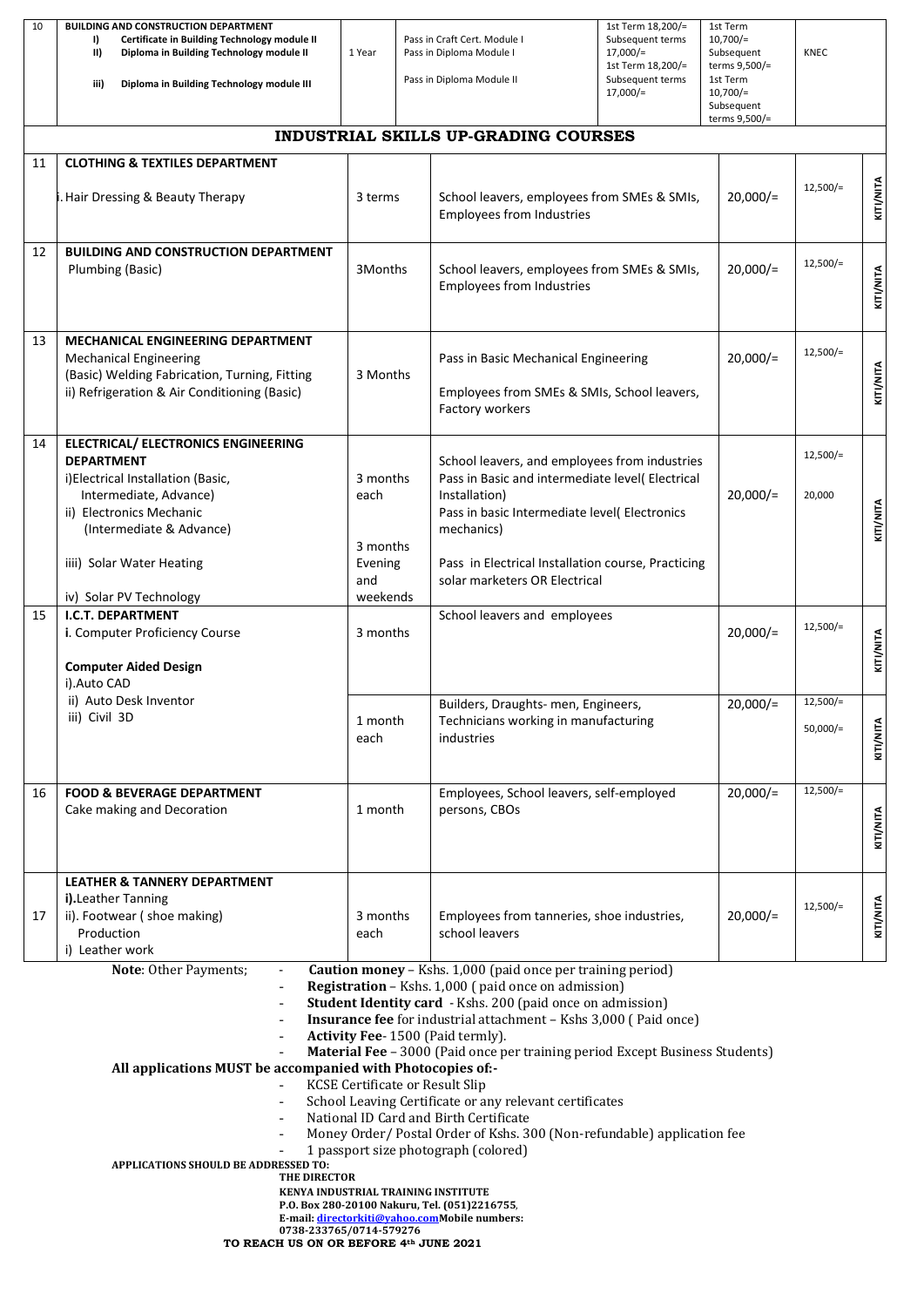| | | | | | | |
|---|---|---|---|---|---|---|
| 10 | **BUILDING AND CONSTRUCTION DEPARTMENT**<br>**I) Certificate in Building Technology module II**<br>**II) Diploma in Building Technology module II**<br>**iii) Diploma in Building Technology module III** | 1 Year | Pass in Craft Cert. Module I<br>Pass in Diploma Module I<br>Pass in Diploma Module II | 1st Term 18,200/=<br>Subsequent terms 17,000/=<br>1st Term 18,200/=<br>Subsequent terms 17,000/= | 1st Term 10,700/=<br>Subsequent terms 9,500/=<br>1st Term 10,700/=<br>Subsequent terms 9,500/= | KNEC |

## INDUSTRIAL SKILLS UP-GRADING COURSES

| | | | | | | |
|---|---|---|---|---|---|---|
| 11 | **CLOTHING & TEXTILES DEPARTMENT**<br>i. Hair Dressing & Beauty Therapy | 3 terms | School leavers, employees from SMEs & SMIs, Employees from Industries | 20,000/= | 12,500/= | KITI/NITA |
| 12 | **BUILDING AND CONSTRUCTION DEPARTMENT**<br>Plumbing (Basic) | 3Months | School leavers, employees from SMEs & SMIs, Employees from Industries | 20,000/= | 12,500/= | KITI/NITA |
| 13 | **MECHANICAL ENGINEERING DEPARTMENT**<br>Mechanical Engineering<br>(Basic) Welding Fabrication, Turning, Fitting<br>ii) Refrigeration & Air Conditioning (Basic) | 3 Months | Pass in Basic Mechanical Engineering<br>Employees from SMEs & SMIs, School leavers, Factory workers | 20,000/= | 12,500/= | KITI/NITA |
| 14 | **ELECTRICAL/ ELECTRONICS ENGINEERING DEPARTMENT**<br>i)Electrical Installation (Basic, Intermediate, Advance)<br>ii) Electronics Mechanic (Intermediate & Advance)<br>iiii) Solar Water Heating<br>iv) Solar PV Technology | 3 months each<br>3 months Evening and weekends | School leavers, and employees from industries<br>Pass in Basic and intermediate level( Electrical Installation)<br>Pass in basic Intermediate level( Electronics mechanics)<br>Pass in Electrical Installation course, Practicing solar marketers OR Electrical | 20,000/= | 12,500/=<br>20,000 | KITI/NITA |
| 15 | **I.C.T. DEPARTMENT**<br>**i**. Computer Proficiency Course | 3 months | School leavers and employees | 20,000/= | 12,500/= | KITI/NITA |
| | **Computer Aided Design**<br>i).Auto CAD<br>ii) Auto Desk Inventor<br>iii) Civil 3D | 1 month each | Builders, Draughts- men, Engineers, Technicians working in manufacturing industries | 20,000/= | 12,500/=<br>50,000/= | KITI/NITA |
| 16 | **FOOD & BEVERAGE DEPARTMENT**<br>Cake making and Decoration | 1 month | Employees, School leavers, self-employed persons, CBOs | 20,000/= | 12,500/= | KITI/NITA |
| 17 | **LEATHER & TANNERY DEPARTMENT**<br>**i).**Leather Tanning<br>ii). Footwear ( shoe making) Production<br>i) Leather work | 3 months each | Employees from tanneries, shoe industries, school leavers | 20,000/= | 12,500/= | KITI/NITA |

**Note**: Other Payments;

- **Caution money** – Kshs. 1,000 (paid once per training period)
- **Registration** – Kshs. 1,000 ( paid once on admission)
- **Student Identity card** - Kshs. 200 (paid once on admission)
- **Insurance fee** for industrial attachment – Kshs 3,000 ( Paid once)
- **Activity Fee**- 1500 (Paid termly).
- **Material Fee** – 3000 (Paid once per training period Except Business Students)

**All applications MUST be accompanied with Photocopies of:-**

- KCSE Certificate or Result Slip
- School Leaving Certificate or any relevant certificates
- National ID Card and Birth Certificate
- Money Order/ Postal Order of Kshs. 300 (Non-refundable) application fee
- 1 passport size photograph (colored)

**APPLICATIONS SHOULD BE ADDRESSED TO:**
**THE DIRECTOR**
**KENYA INDUSTRIAL TRAINING INSTITUTE**
**P.O. Box 280-20100 Nakuru, Tel. (051)2216755**,
**E-mail: directorkiti@yahoo.com Mobile numbers:**
**0738-233765/0714-579276**
**TO REACH US ON OR BEFORE 4th JUNE 2021**